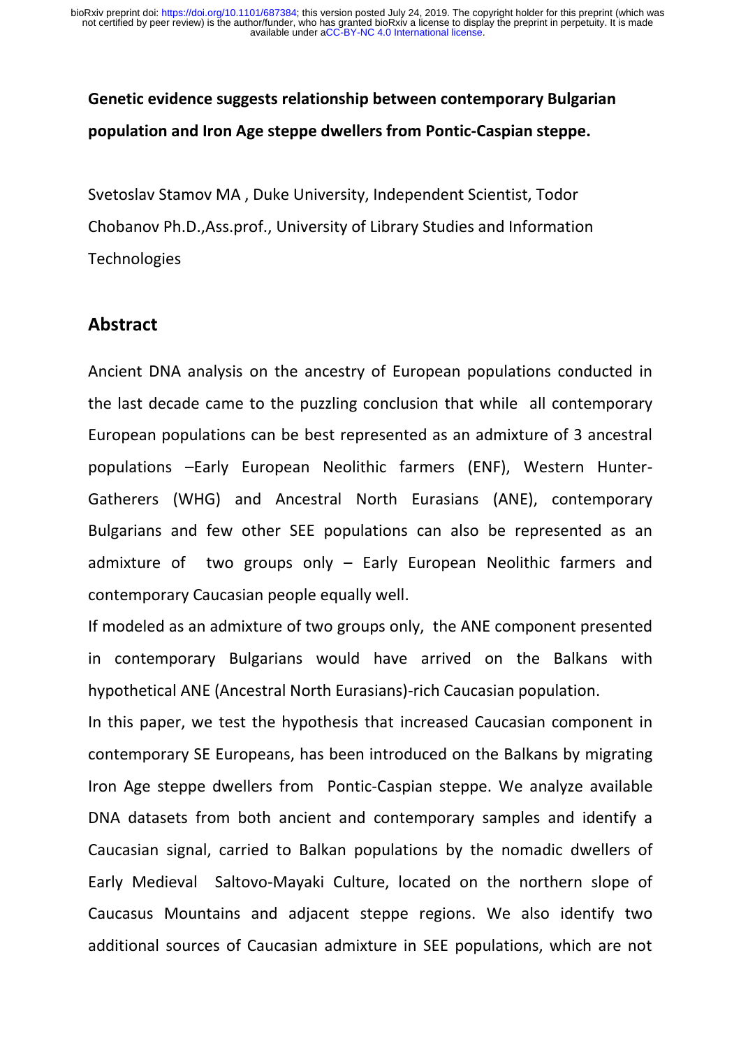**Genetic evidence suggests relationship between contemporary Bulgarian population and Iron Age steppe dwellers from Pontic-Caspian steppe.**

Svetoslav Stamov MA , Duke University, Independent Scientist, Todor Chobanov Ph.D.,Ass.prof., University of Library Studies and Information Technologies

## Abstract

Ancient DNA analysis on the ancestry of European populations conducted in the last decade came to the puzzling conclusion that while all contemporary European populations can be best represented as an admixture of 3 ancestral populations –Early European Neolithic farmers (ENF), Western Hunter-Gatherers (WHG) and Ancestral North Eurasians (ANE), contemporary Bulgarians and few other SEE populations can also be represented as an admixture of two groups only – Early European Neolithic farmers and contemporary Caucasian people equally well.

If modeled as an admixture of two groups only, the ANE component presented in contemporary Bulgarians would have arrived on the Balkans with hypothetical ANE (Ancestral North Eurasians)-rich Caucasian population.

In this paper, we test the hypothesis that increased Caucasian component in contemporary SE Europeans, has been introduced on the Balkans by migrating Iron Age steppe dwellers from Pontic-Caspian steppe. We analyze available DNA datasets from both ancient and contemporary samples and identify a Caucasian signal, carried to Balkan populations by the nomadic dwellers of Early Medieval Saltovo-Mayaki Culture, located on the northern slope of Caucasus Mountains and adjacent steppe regions. We also identify two additional sources of Caucasian admixture in SEE populations, which are not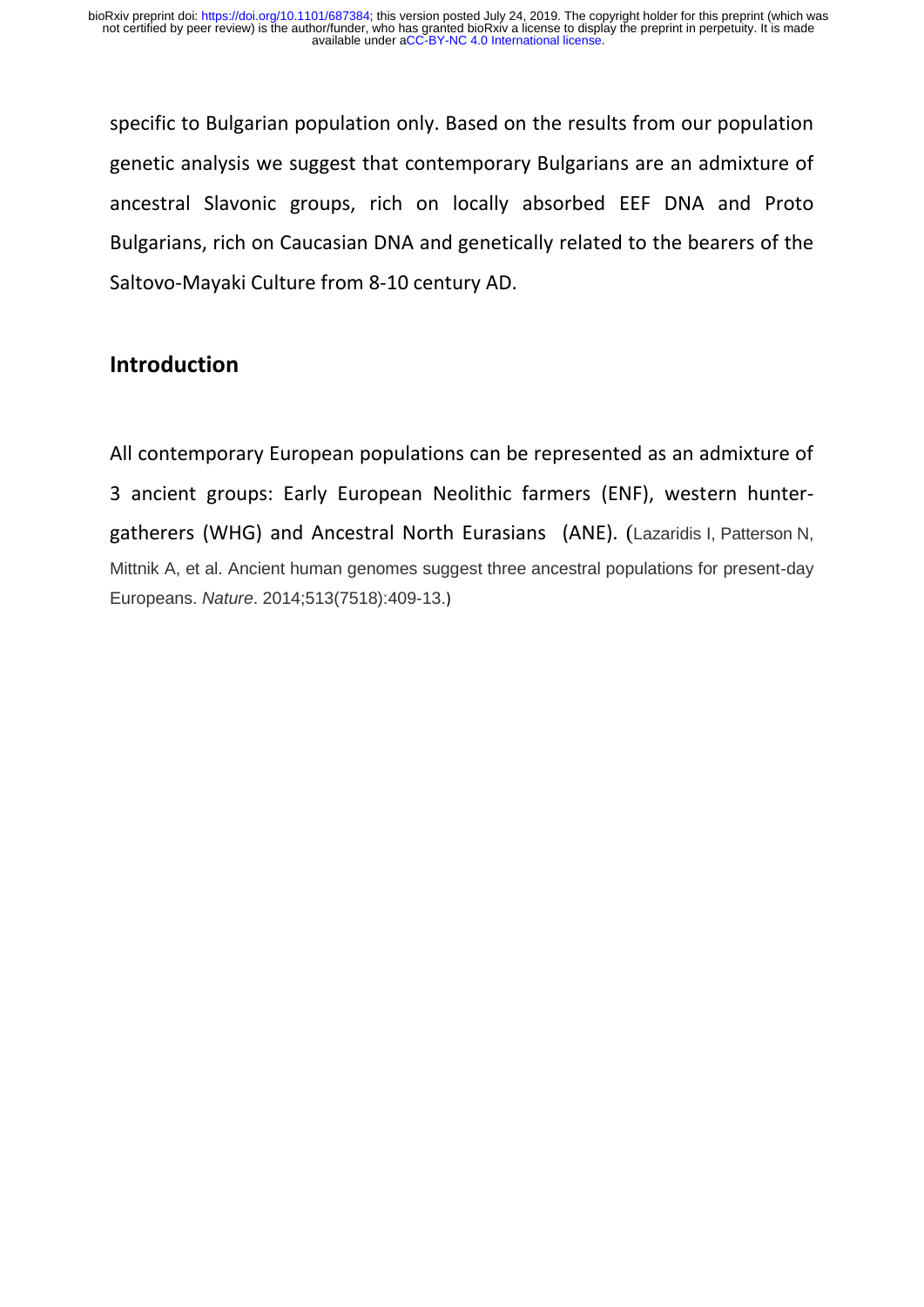specific to Bulgarian population only. Based on the results from our population genetic analysis we suggest that contemporary Bulgarians are an admixture of ancestral Slavonic groups, rich on locally absorbed EEF DNA and Proto Bulgarians, rich on Caucasian DNA and genetically related to the bearers of the Saltovo-Mayaki Culture from 8-10 century AD.

## Introduction

All contemporary European populations can be represented as an admixture of 3 ancient groups: Early European Neolithic farmers (ENF), western hunter-gatherers (WHG) and Ancestral North Eurasians (ANE). (Lazaridis I, Patterson N, Mittnik A, et al. Ancient human genomes suggest three ancestral populations for present-day Europeans. *Nature*. 2014;513(7518):409-13.)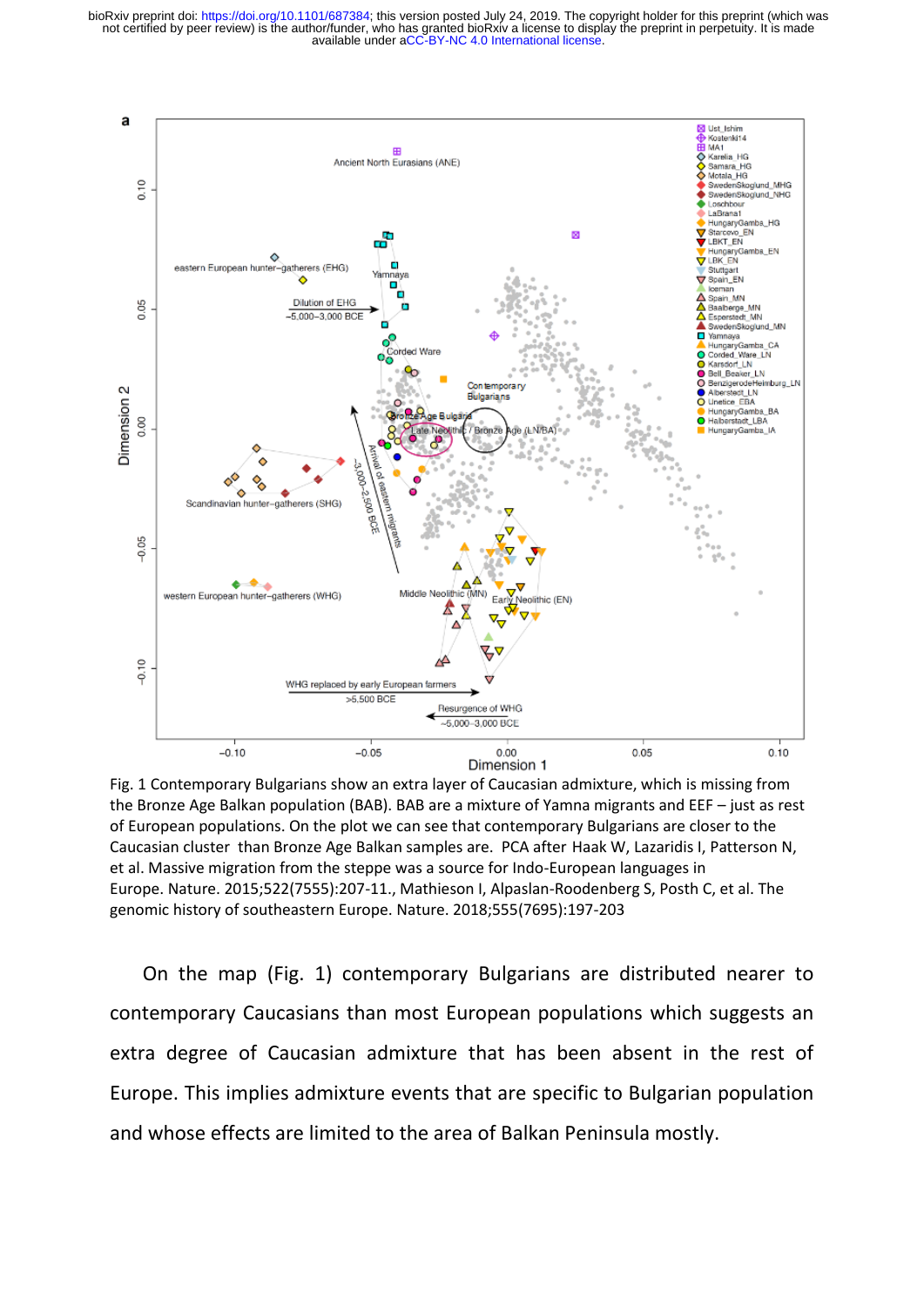Fig. 1 Contemporary Bulgarians show an extra layer of Caucasian admixture, which is missing from the Bronze Age Balkan population (BAB). BAB are a mixture of Yamna migrants and EEF – just as rest of European populations. On the plot we can see that contemporary Bulgarians are closer to the Caucasian cluster than Bronze Age Balkan samples are. PCA after Haak W, Lazaridis I, Patterson N, et al. Massive migration from the steppe was a source for Indo-European languages in Europe. Nature. 2015;522(7555):207-11., Mathieson I, Alpaslan-Roodenberg S, Posth C, et al. The genomic history of southeastern Europe. Nature. 2018;555(7695):197-203

On the map (Fig. 1) contemporary Bulgarians are distributed nearer to contemporary Caucasians than most European populations which suggests an extra degree of Caucasian admixture that has been absent in the rest of Europe. This implies admixture events that are specific to Bulgarian population and whose effects are limited to the area of Balkan Peninsula mostly.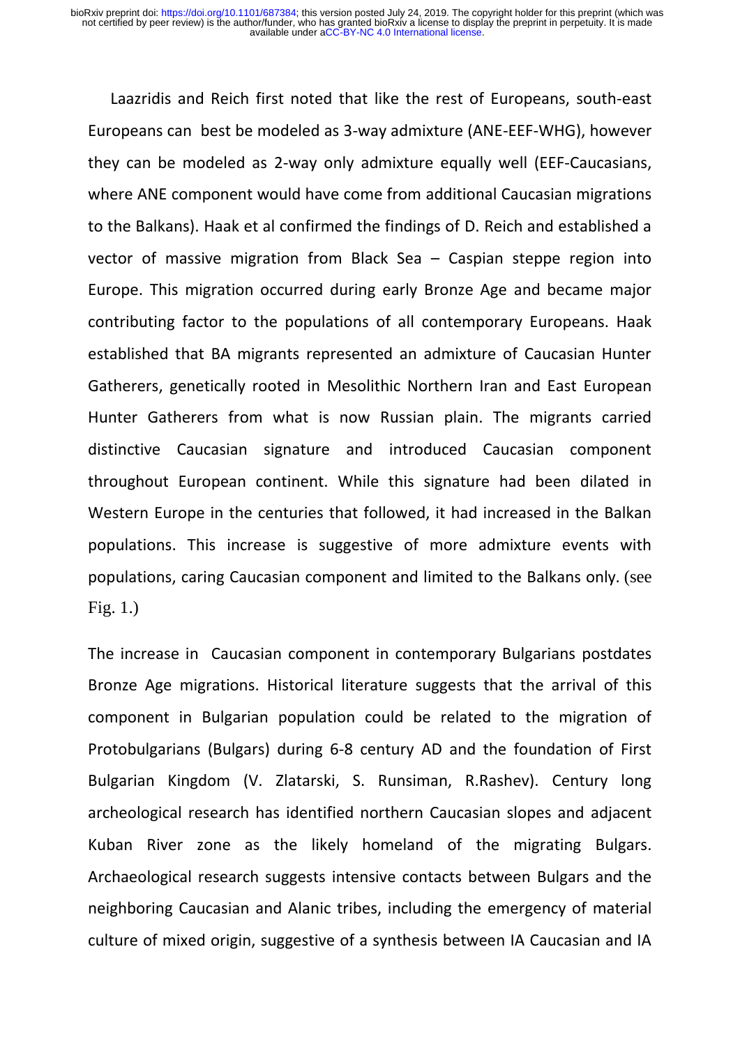Laazridis and Reich first noted that like the rest of Europeans, south-east Europeans can best be modeled as 3-way admixture (ANE-EEF-WHG), however they can be modeled as 2-way only admixture equally well (EEF-Caucasians, where ANE component would have come from additional Caucasian migrations to the Balkans). Haak et al confirmed the findings of D. Reich and established a vector of massive migration from Black Sea – Caspian steppe region into Europe. This migration occurred during early Bronze Age and became major contributing factor to the populations of all contemporary Europeans. Haak established that BA migrants represented an admixture of Caucasian Hunter Gatherers, genetically rooted in Mesolithic Northern Iran and East European Hunter Gatherers from what is now Russian plain. The migrants carried distinctive Caucasian signature and introduced Caucasian component throughout European continent. While this signature had been dilated in Western Europe in the centuries that followed, it had increased in the Balkan populations. This increase is suggestive of more admixture events with populations, caring Caucasian component and limited to the Balkans only. (see Fig. 1.)

The increase in Caucasian component in contemporary Bulgarians postdates Bronze Age migrations. Historical literature suggests that the arrival of this component in Bulgarian population could be related to the migration of Protobulgarians (Bulgars) during 6-8 century AD and the foundation of First Bulgarian Kingdom (V. Zlatarski, S. Runsiman, R.Rashev). Century long archeological research has identified northern Caucasian slopes and adjacent Kuban River zone as the likely homeland of the migrating Bulgars. Archaeological research suggests intensive contacts between Bulgars and the neighboring Caucasian and Alanic tribes, including the emergency of material culture of mixed origin, suggestive of a synthesis between IA Caucasian and IA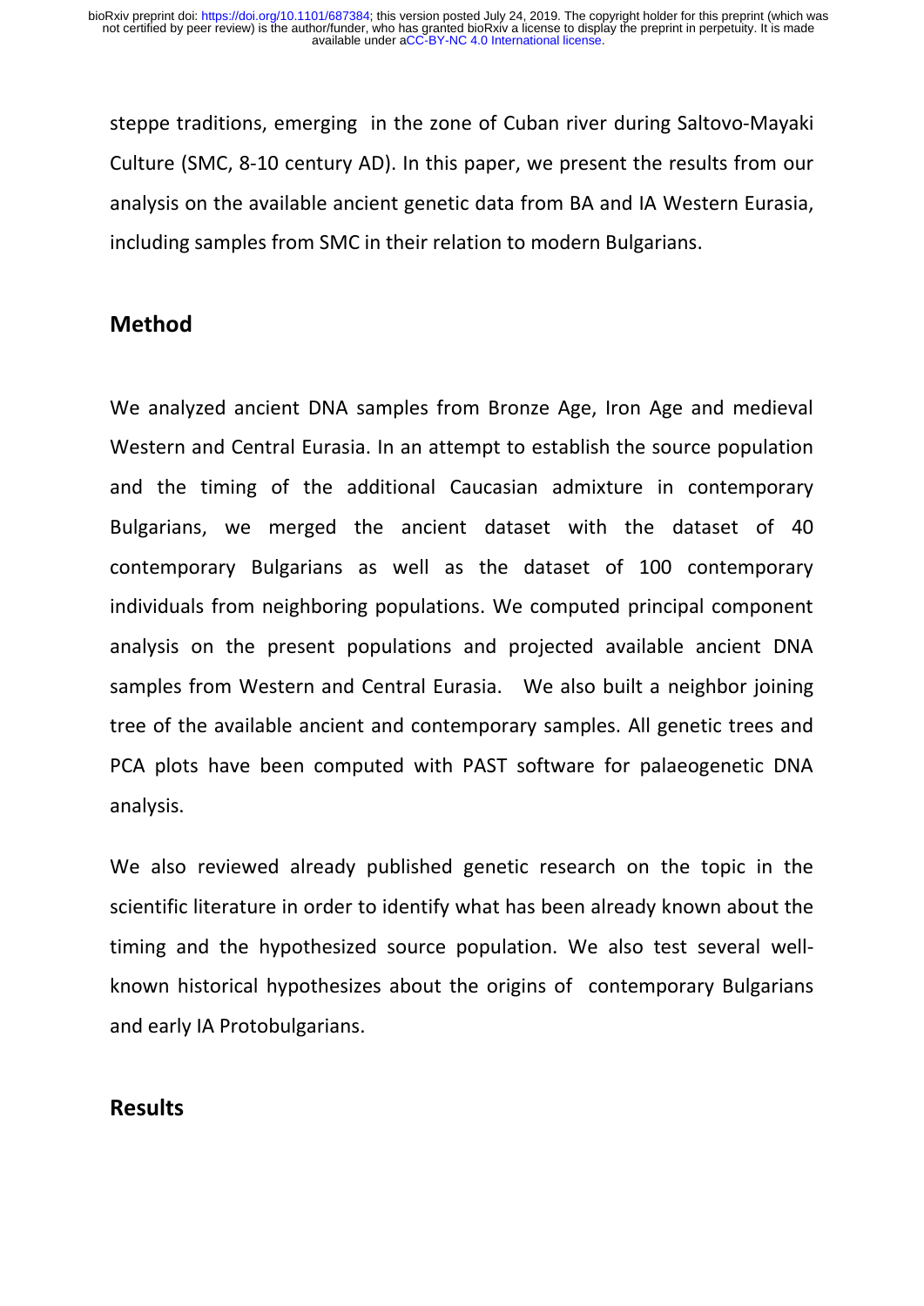steppe traditions, emerging in the zone of Cuban river during Saltovo-Mayaki Culture (SMC, 8-10 century AD). In this paper, we present the results from our analysis on the available ancient genetic data from BA and IA Western Eurasia, including samples from SMC in their relation to modern Bulgarians.

## Method

We analyzed ancient DNA samples from Bronze Age, Iron Age and medieval Western and Central Eurasia. In an attempt to establish the source population and the timing of the additional Caucasian admixture in contemporary Bulgarians, we merged the ancient dataset with the dataset of 40 contemporary Bulgarians as well as the dataset of 100 contemporary individuals from neighboring populations. We computed principal component analysis on the present populations and projected available ancient DNA samples from Western and Central Eurasia. We also built a neighbor joining tree of the available ancient and contemporary samples. All genetic trees and PCA plots have been computed with PAST software for palaeogenetic DNA analysis.

We also reviewed already published genetic research on the topic in the scientific literature in order to identify what has been already known about the timing and the hypothesized source population. We also test several well-known historical hypothesizes about the origins of contemporary Bulgarians and early IA Protobulgarians.

## Results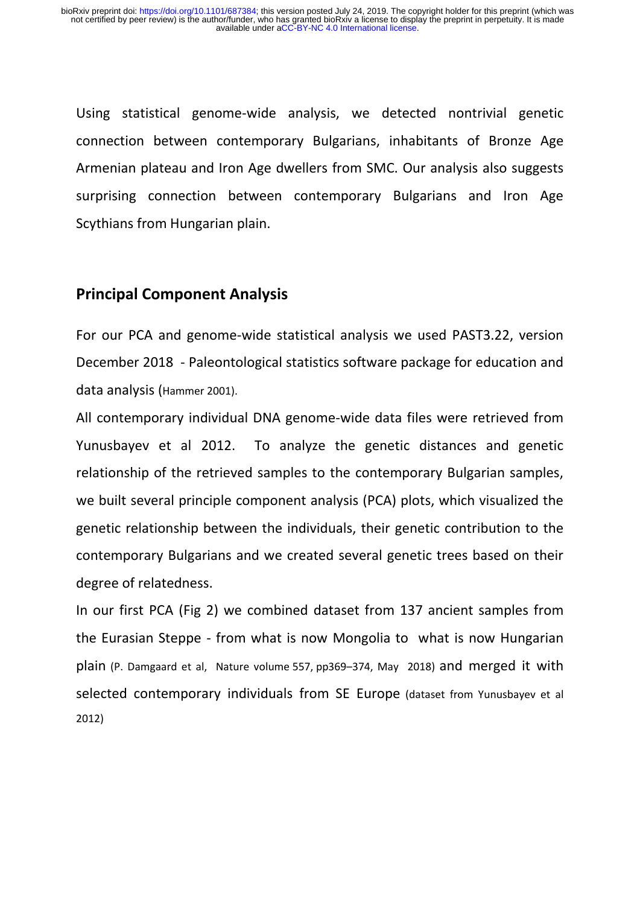Using statistical genome-wide analysis, we detected nontrivial genetic connection between contemporary Bulgarians, inhabitants of Bronze Age Armenian plateau and Iron Age dwellers from SMC. Our analysis also suggests surprising connection between contemporary Bulgarians and Iron Age Scythians from Hungarian plain.

## Principal Component Analysis

For our PCA and genome-wide statistical analysis we used PAST3.22, version December 2018 - Paleontological statistics software package for education and data analysis (Hammer 2001).

All contemporary individual DNA genome-wide data files were retrieved from Yunusbayev et al 2012. To analyze the genetic distances and genetic relationship of the retrieved samples to the contemporary Bulgarian samples, we built several principle component analysis (PCA) plots, which visualized the genetic relationship between the individuals, their genetic contribution to the contemporary Bulgarians and we created several genetic trees based on their degree of relatedness.

In our first PCA (Fig 2) we combined dataset from 137 ancient samples from the Eurasian Steppe - from what is now Mongolia to what is now Hungarian plain (P. Damgaard et al, Nature volume 557, pp369–374, May 2018) and merged it with selected contemporary individuals from SE Europe (dataset from Yunusbayev et al 2012)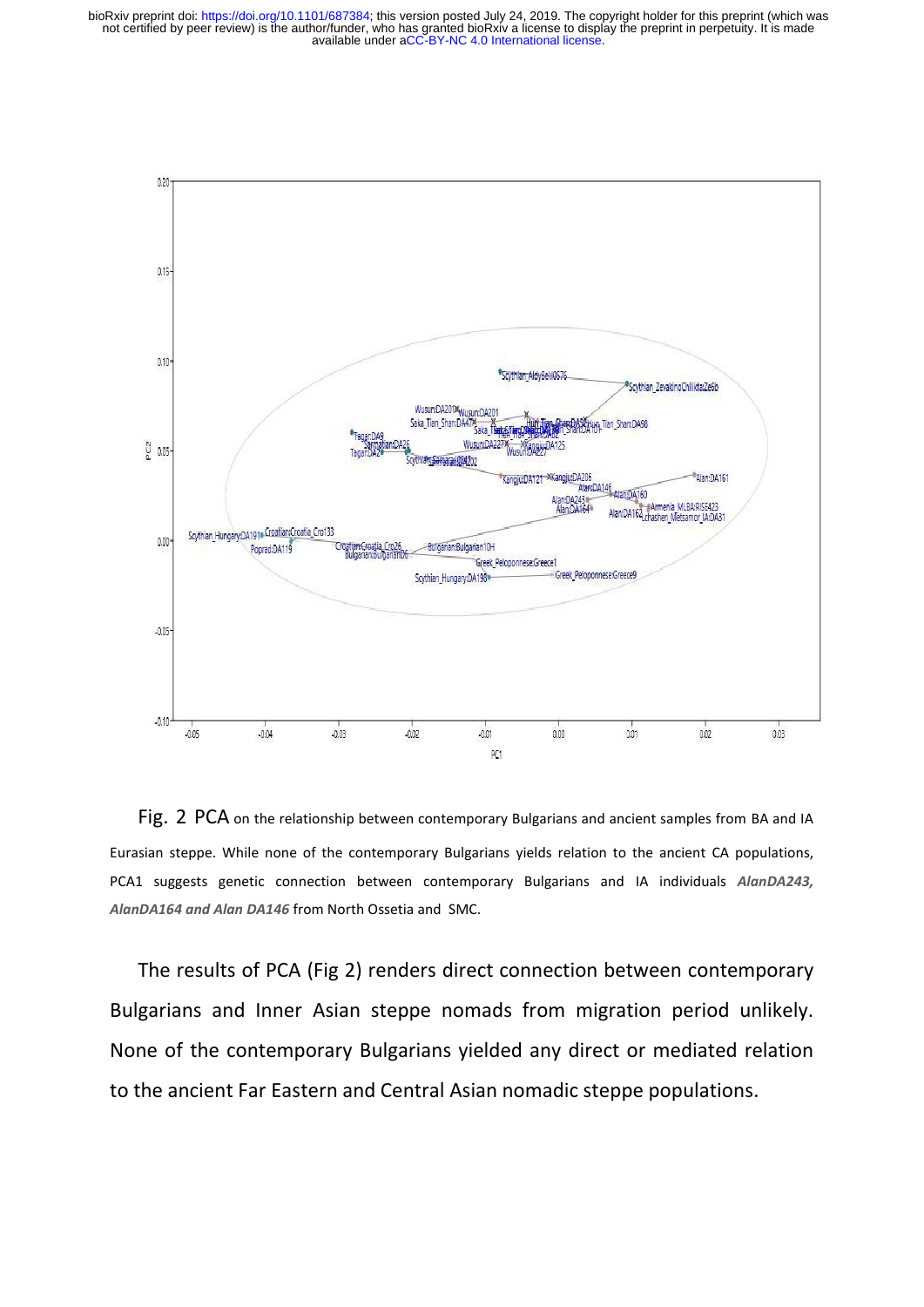Fig. 2 PCA on the relationship between contemporary Bulgarians and ancient samples from BA and IA Eurasian steppe. While none of the contemporary Bulgarians yields relation to the ancient CA populations, PCA1 suggests genetic connection between contemporary Bulgarians and IA individuals ***AlanDA243, AlanDA164 and Alan DA146*** from North Ossetia and SMC.

The results of PCA (Fig 2) renders direct connection between contemporary Bulgarians and Inner Asian steppe nomads from migration period unlikely. None of the contemporary Bulgarians yielded any direct or mediated relation to the ancient Far Eastern and Central Asian nomadic steppe populations.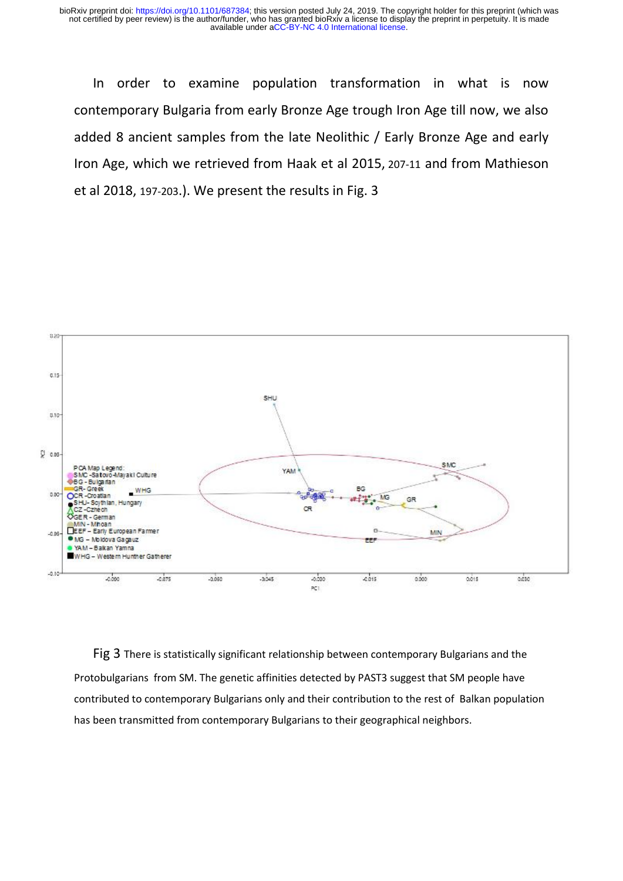In order to examine population transformation in what is now contemporary Bulgaria from early Bronze Age trough Iron Age till now, we also added 8 ancient samples from the late Neolithic / Early Bronze Age and early Iron Age, which we retrieved from Haak et al 2015, 207-11 and from Mathieson et al 2018, 197-203.). We present the results in Fig. 3

Fig 3 There is statistically significant relationship between contemporary Bulgarians and the Protobulgarians from SM. The genetic affinities detected by PAST3 suggest that SM people have contributed to contemporary Bulgarians only and their contribution to the rest of Balkan population has been transmitted from contemporary Bulgarians to their geographical neighbors.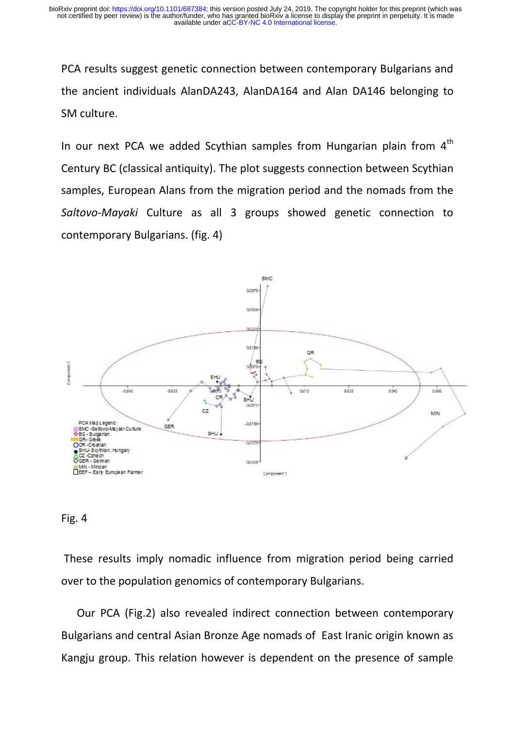PCA results suggest genetic connection between contemporary Bulgarians and the ancient individuals AlanDA243, AlanDA164 and Alan DA146 belonging to SM culture.

In our next PCA we added Scythian samples from Hungarian plain from 4th Century BC (classical antiquity). The plot suggests connection between Scythian samples, European Alans from the migration period and the nomads from the *Saltovo-Mayaki* Culture as all 3 groups showed genetic connection to contemporary Bulgarians. (fig. 4)

Fig. 4

These results imply nomadic influence from migration period being carried over to the population genomics of contemporary Bulgarians.

Our PCA (Fig.2) also revealed indirect connection between contemporary Bulgarians and central Asian Bronze Age nomads of East Iranic origin known as Kangju group. This relation however is dependent on the presence of sample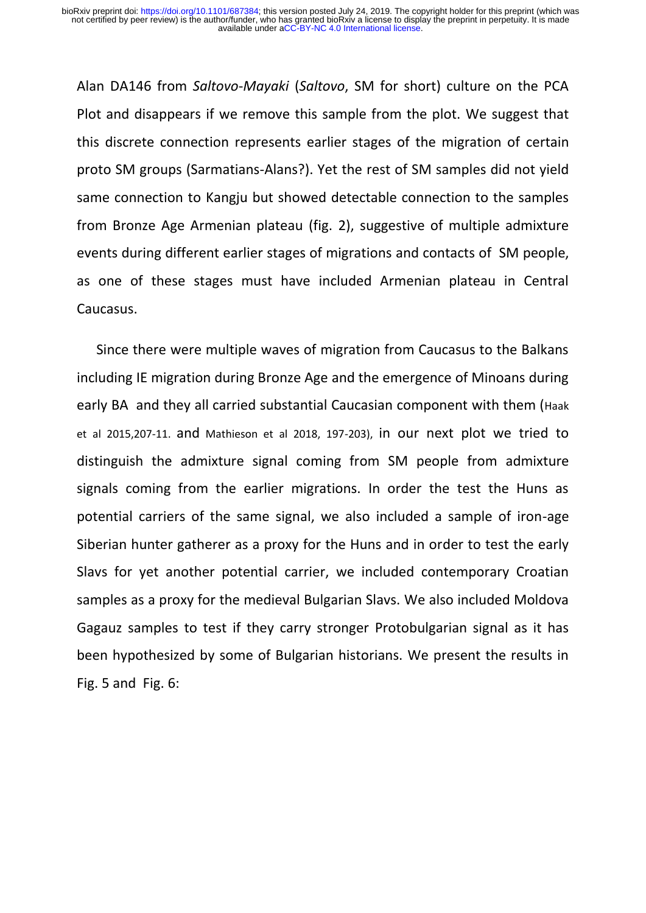Alan DA146 from *Saltovo-Mayaki* (*Saltovo*, SM for short) culture on the PCA Plot and disappears if we remove this sample from the plot. We suggest that this discrete connection represents earlier stages of the migration of certain proto SM groups (Sarmatians-Alans?). Yet the rest of SM samples did not yield same connection to Kangju but showed detectable connection to the samples from Bronze Age Armenian plateau (fig. 2), suggestive of multiple admixture events during different earlier stages of migrations and contacts of SM people, as one of these stages must have included Armenian plateau in Central Caucasus.

Since there were multiple waves of migration from Caucasus to the Balkans including IE migration during Bronze Age and the emergence of Minoans during early BA and they all carried substantial Caucasian component with them (Haak et al 2015,207-11. and Mathieson et al 2018, 197-203), in our next plot we tried to distinguish the admixture signal coming from SM people from admixture signals coming from the earlier migrations. In order the test the Huns as potential carriers of the same signal, we also included a sample of iron-age Siberian hunter gatherer as a proxy for the Huns and in order to test the early Slavs for yet another potential carrier, we included contemporary Croatian samples as a proxy for the medieval Bulgarian Slavs. We also included Moldova Gagauz samples to test if they carry stronger Protobulgarian signal as it has been hypothesized by some of Bulgarian historians. We present the results in Fig. 5 and Fig. 6: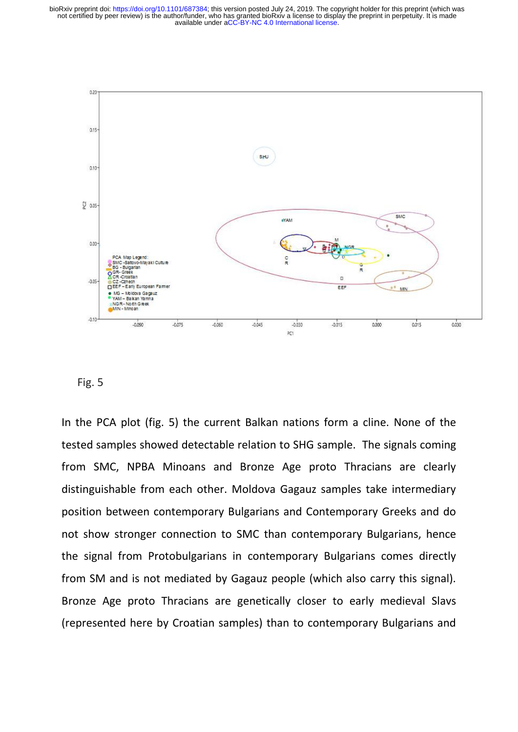Fig. 5

In the PCA plot (fig. 5) the current Balkan nations form a cline. None of the tested samples showed detectable relation to SHG sample. The signals coming from SMC, NPBA Minoans and Bronze Age proto Thracians are clearly distinguishable from each other. Moldova Gagauz samples take intermediary position between contemporary Bulgarians and Contemporary Greeks and do not show stronger connection to SMC than contemporary Bulgarians, hence the signal from Protobulgarians in contemporary Bulgarians comes directly from SM and is not mediated by Gagauz people (which also carry this signal). Bronze Age proto Thracians are genetically closer to early medieval Slavs (represented here by Croatian samples) than to contemporary Bulgarians and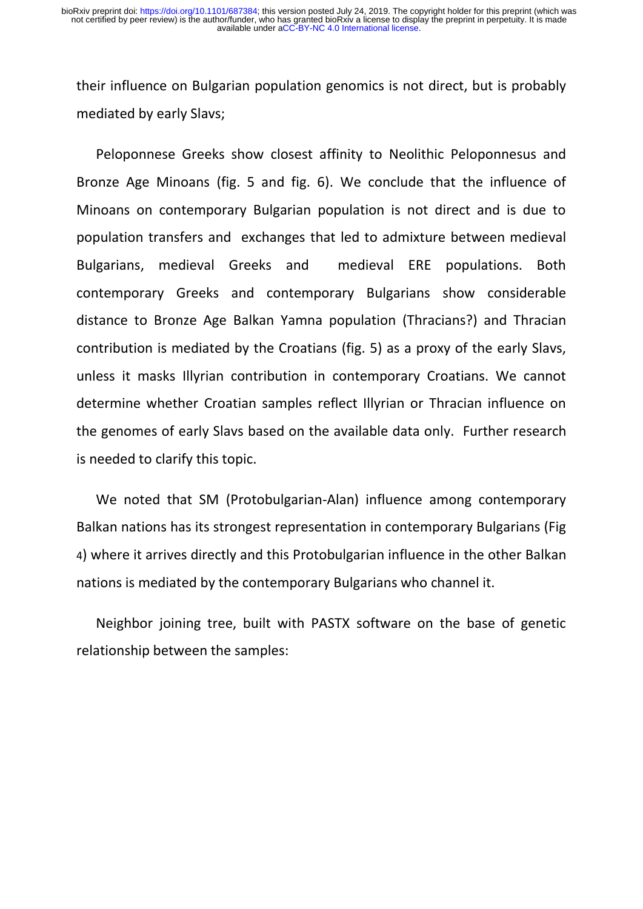their influence on Bulgarian population genomics is not direct, but is probably mediated by early Slavs;

Peloponnese Greeks show closest affinity to Neolithic Peloponnesus and Bronze Age Minoans (fig. 5 and fig. 6). We conclude that the influence of Minoans on contemporary Bulgarian population is not direct and is due to population transfers and exchanges that led to admixture between medieval Bulgarians, medieval Greeks and medieval ERE populations. Both contemporary Greeks and contemporary Bulgarians show considerable distance to Bronze Age Balkan Yamna population (Thracians?) and Thracian contribution is mediated by the Croatians (fig. 5) as a proxy of the early Slavs, unless it masks Illyrian contribution in contemporary Croatians. We cannot determine whether Croatian samples reflect Illyrian or Thracian influence on the genomes of early Slavs based on the available data only. Further research is needed to clarify this topic.

We noted that SM (Protobulgarian-Alan) influence among contemporary Balkan nations has its strongest representation in contemporary Bulgarians (Fig 4) where it arrives directly and this Protobulgarian influence in the other Balkan nations is mediated by the contemporary Bulgarians who channel it.

Neighbor joining tree, built with PASTX software on the base of genetic relationship between the samples: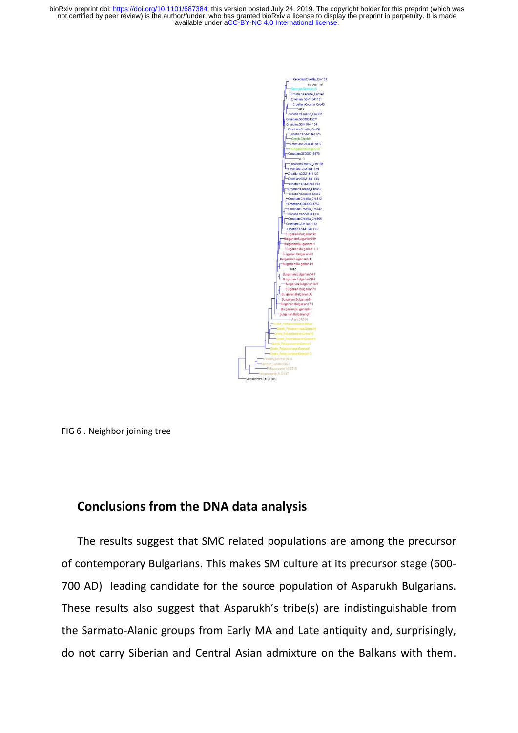FIG 6 . Neighbor joining tree

## Conclusions from the DNA data analysis

The results suggest that SMC related populations are among the precursor of contemporary Bulgarians. This makes SM culture at its precursor stage (600-700 AD) leading candidate for the source population of Asparukh Bulgarians. These results also suggest that Asparukh's tribe(s) are indistinguishable from the Sarmato-Alanic groups from Early MA and Late antiquity and, surprisingly, do not carry Siberian and Central Asian admixture on the Balkans with them.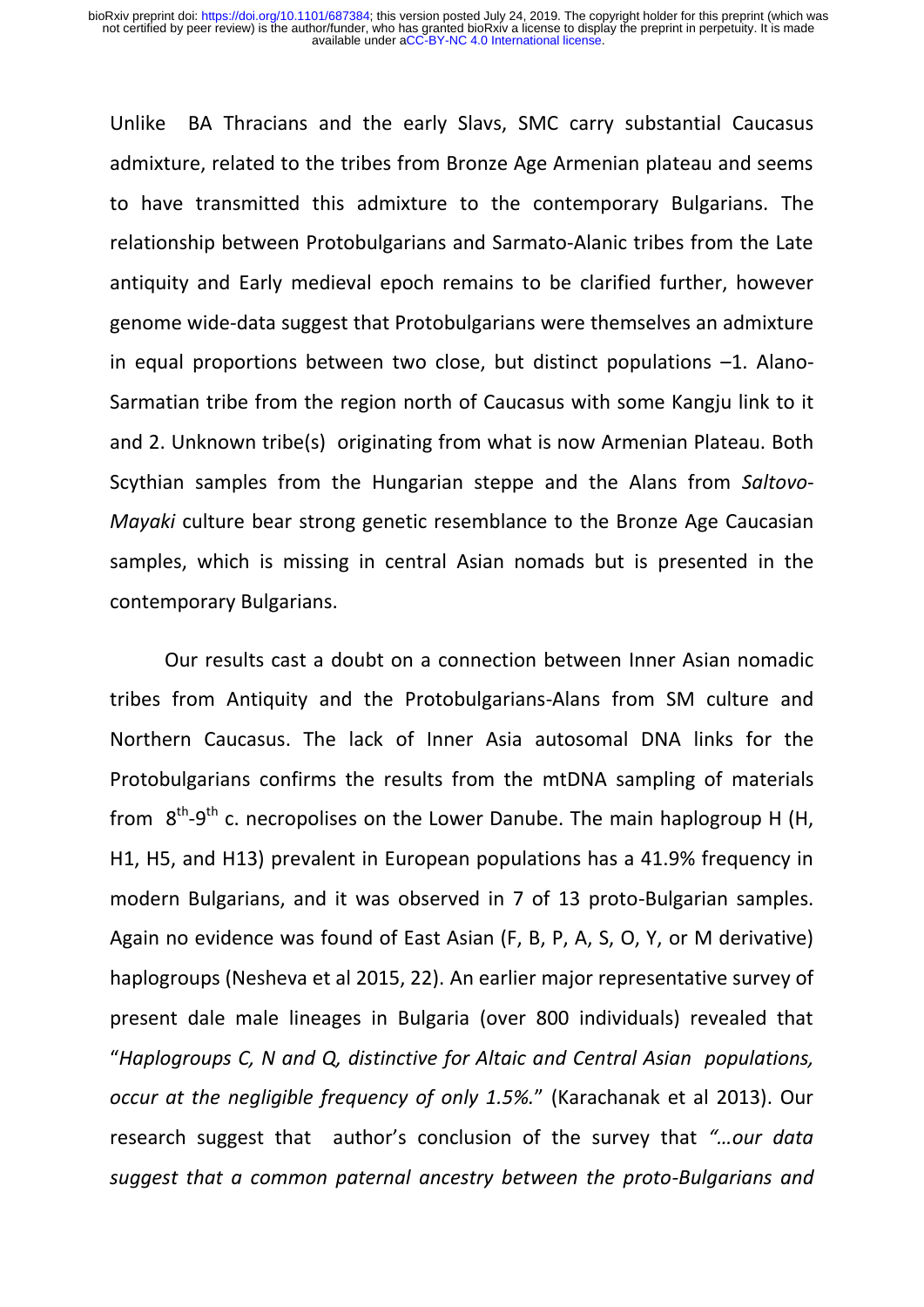Unlike BA Thracians and the early Slavs, SMC carry substantial Caucasus admixture, related to the tribes from Bronze Age Armenian plateau and seems to have transmitted this admixture to the contemporary Bulgarians. The relationship between Protobulgarians and Sarmato-Alanic tribes from the Late antiquity and Early medieval epoch remains to be clarified further, however genome wide-data suggest that Protobulgarians were themselves an admixture in equal proportions between two close, but distinct populations –1. Alano-Sarmatian tribe from the region north of Caucasus with some Kangju link to it and 2. Unknown tribe(s) originating from what is now Armenian Plateau. Both Scythian samples from the Hungarian steppe and the Alans from *Saltovo-Mayaki* culture bear strong genetic resemblance to the Bronze Age Caucasian samples, which is missing in central Asian nomads but is presented in the contemporary Bulgarians.

Our results cast a doubt on a connection between Inner Asian nomadic tribes from Antiquity and the Protobulgarians-Alans from SM culture and Northern Caucasus. The lack of Inner Asia autosomal DNA links for the Protobulgarians confirms the results from the mtDNA sampling of materials from 8th-9th c. necropolises on the Lower Danube. The main haplogroup H (H, H1, H5, and H13) prevalent in European populations has a 41.9% frequency in modern Bulgarians, and it was observed in 7 of 13 proto-Bulgarian samples. Again no evidence was found of East Asian (F, B, P, A, S, O, Y, or M derivative) haplogroups (Nesheva et al 2015, 22). An earlier major representative survey of present dale male lineages in Bulgaria (over 800 individuals) revealed that "*Haplogroups C, N and Q, distinctive for Altaic and Central Asian populations, occur at the negligible frequency of only 1.5%.*" (Karachanak et al 2013). Our research suggest that author's conclusion of the survey that *"…our data suggest that a common paternal ancestry between the proto-Bulgarians and*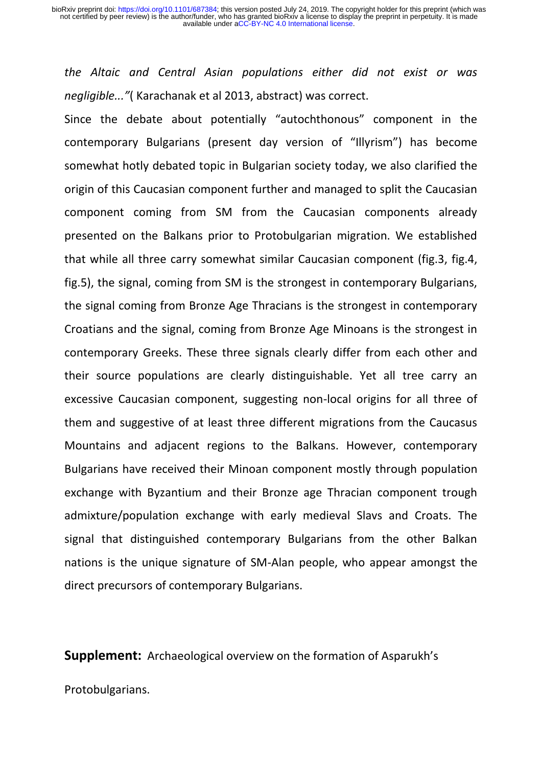*the Altaic and Central Asian populations either did not exist or was negligible..."*( Karachanak et al 2013, abstract) was correct.

Since the debate about potentially "autochthonous" component in the contemporary Bulgarians (present day version of "Illyrism") has become somewhat hotly debated topic in Bulgarian society today, we also clarified the origin of this Caucasian component further and managed to split the Caucasian component coming from SM from the Caucasian components already presented on the Balkans prior to Protobulgarian migration. We established that while all three carry somewhat similar Caucasian component (fig.3, fig.4, fig.5), the signal, coming from SM is the strongest in contemporary Bulgarians, the signal coming from Bronze Age Thracians is the strongest in contemporary Croatians and the signal, coming from Bronze Age Minoans is the strongest in contemporary Greeks. These three signals clearly differ from each other and their source populations are clearly distinguishable. Yet all tree carry an excessive Caucasian component, suggesting non-local origins for all three of them and suggestive of at least three different migrations from the Caucasus Mountains and adjacent regions to the Balkans. However, contemporary Bulgarians have received their Minoan component mostly through population exchange with Byzantium and their Bronze age Thracian component trough admixture/population exchange with early medieval Slavs and Croats. The signal that distinguished contemporary Bulgarians from the other Balkan nations is the unique signature of SM-Alan people, who appear amongst the direct precursors of contemporary Bulgarians.

**Supplement:** Archaeological overview on the formation of Asparukh's Protobulgarians.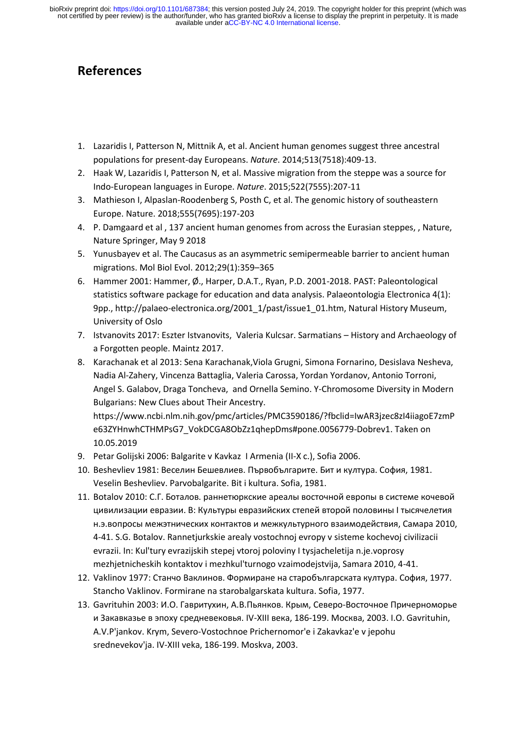## References

1. Lazaridis I, Patterson N, Mittnik A, et al. Ancient human genomes suggest three ancestral populations for present-day Europeans. *Nature*. 2014;513(7518):409-13.
2. Haak W, Lazaridis I, Patterson N, et al. Massive migration from the steppe was a source for Indo-European languages in Europe. *Nature*. 2015;522(7555):207-11
3. Mathieson I, Alpaslan-Roodenberg S, Posth C, et al. The genomic history of southeastern Europe. Nature. 2018;555(7695):197-203
4. P. Damgaard et al , 137 ancient human genomes from across the Eurasian steppes, , Nature, Nature Springer, May 9 2018
5. Yunusbayev et al. The Caucasus as an asymmetric semipermeable barrier to ancient human migrations. Mol Biol Evol. 2012;29(1):359–365
6. Hammer 2001: Hammer, Ø., Harper, D.A.T., Ryan, P.D. 2001-2018. PAST: Paleontological statistics software package for education and data analysis. Palaeontologia Electronica 4(1): 9pp., http://palaeo-electronica.org/2001_1/past/issue1_01.htm, Natural History Museum, University of Oslo
7. Istvanovits 2017: Eszter Istvanovits, Valeria Kulcsar. Sarmatians – History and Archaeology of a Forgotten people. Maintz 2017.
8. Karachanak et al 2013: Sena Karachanak,Viola Grugni, Simona Fornarino, Desislava Nesheva, Nadia Al-Zahery, Vincenza Battaglia, Valeria Carossa, Yordan Yordanov, Antonio Torroni, Angel S. Galabov, Draga Toncheva, and Ornella Semino. Y-Chromosome Diversity in Modern Bulgarians: New Clues about Their Ancestry. https://www.ncbi.nlm.nih.gov/pmc/articles/PMC3590186/?fbclid=IwAR3jzec8zI4iiagoE7zmPe63ZYHnwhCTHMPsG7_VokDCGA8ObZz1qhepDms#pone.0056779-Dobrev1. Taken on 10.05.2019
9. Petar Golijski 2006: Balgarite v Kavkaz I Armenia (II-X c.), Sofia 2006.
10. Beshevliev 1981: Веселин Бешевлиев. Първобългарите. Бит и култура. София, 1981. Veselin Beshevliev. Parvobalgarite. Bit i kultura. Sofia, 1981.
11. Botalov 2010: С.Г. Боталов. раннетюркские ареалы восточной европы в системе кочевой цивилизации евразии. В: Культуры евразийских степей второй половины I тысячелетия н.э.вопросы межэтнических контактов и межкультурного взаимодействия, Самара 2010, 4-41. S.G. Botalov. Rannetjurkskie arealy vostochnoj evropy v sisteme kochevoj civilizacii evrazii. In: Kul'tury evrazijskih stepej vtoroj poloviny I tysjacheletija n.je.voprosy mezhjetnicheskih kontaktov i mezhkul'turnogo vzaimodejstvija, Samara 2010, 4-41.
12. Vaklinov 1977: Станчо Ваклинов. Формиране на старобългарската култура. София, 1977. Stancho Vaklinov. Formirane na starobalgarskata kultura. Sofia, 1977.
13. Gavrituhin 2003: И.О. Гавритухин, А.В.Пьянков. Крым, Северо-Восточное Причерноморье и Закавказье в эпоху средневековья. IV-XIII века, 186-199. Москва, 2003. I.O. Gavrituhin, A.V.P'jankov. Krym, Severo-Vostochnoe Prichernomor'e i Zakavkaz'e v jepohu srednevekov'ja. IV-XIII veka, 186-199. Moskva, 2003.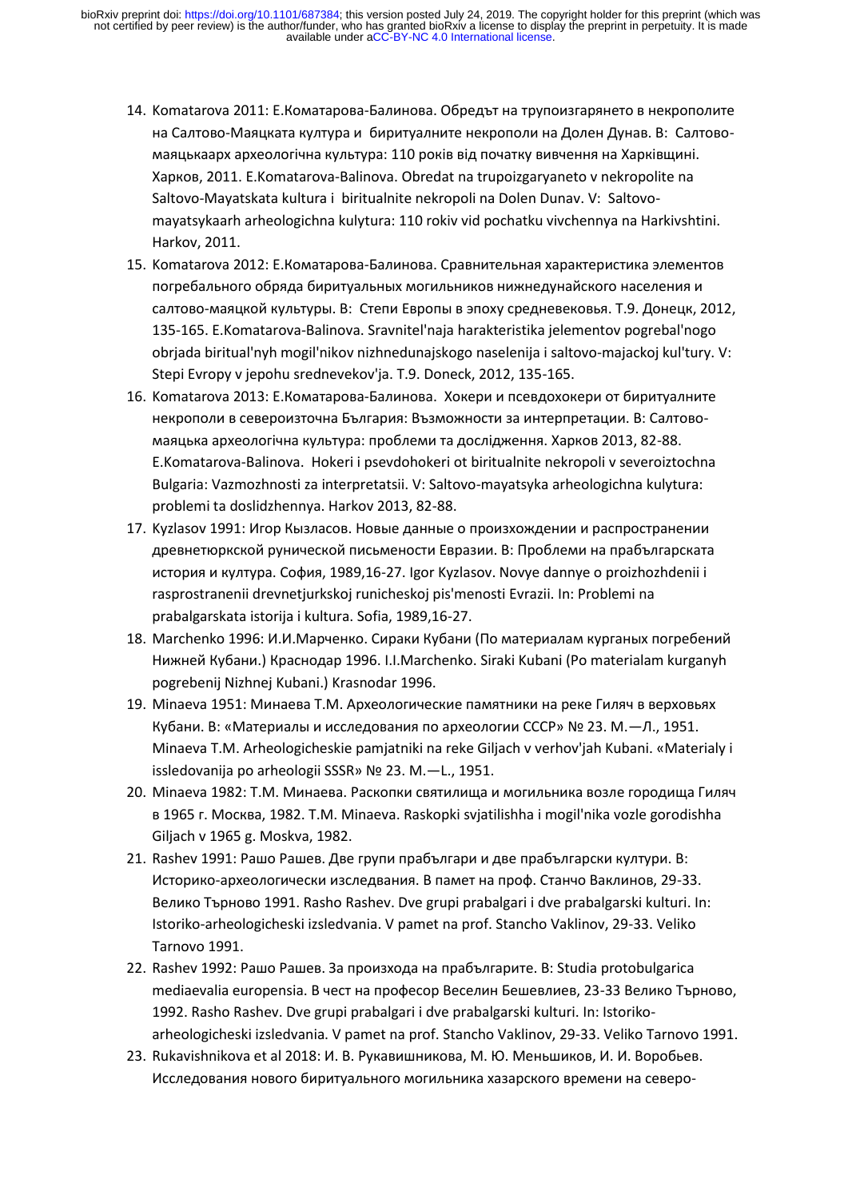14. Komatarova 2011: Е.Коматарова-Балинова. Обредът на трупоизгарянето в некрополите на Салтово-Маяцката култура и биритуалните некрополи на Долен Дунав. В: Салтово-маяцькаарх археологічна культура: 110 років від початку вивчення на Харківщині. Харков, 2011. E.Komatarova-Balinova. Obredat na trupoizgaryaneto v nekropolite na Saltovo-Mayatskata kultura i biritualnite nekropoli na Dolen Dunav. V: Saltovo-mayatsykaarh arheologichna kulytura: 110 rokiv vid pochatku vivchennya na Harkivshtini. Harkov, 2011.
15. Komatarova 2012: Е.Коматарова-Балинова. Сравнительная характеристика элементов погребального обряда биритуальных могильников нижнедунайского населения и салтово-маяцкой культуры. В: Степи Европы в эпоху средневековья. Т.9. Донецк, 2012, 135-165. E.Komatarova-Balinova. Sravnitel'naja harakteristika jelementov pogrebal'nogo obrjada biritual'nyh mogil'nikov nizhnedunajskogo naselenija i saltovo-majackoj kul'tury. V: Stepi Evropy v jepohu srednevekov'ja. T.9. Doneck, 2012, 135-165.
16. Komatarova 2013: Е.Коматарова-Балинова. Хокери и псевдохокери от биритуалните некрополи в североизточна България: Възможности за интерпретации. В: Салтово-маяцька археологічна культура: проблеми та дослідження. Харков 2013, 82-88. E.Komatarova-Balinova. Hokeri i psevdohokeri ot biritualnite nekropoli v severoiztochna Bulgaria: Vazmozhnosti za interpretatsii. V: Saltovo-mayatsyka arheologichna kulytura: problemi ta doslidzhennya. Harkov 2013, 82-88.
17. Kyzlasov 1991: Игор Кызласов. Новые данные о произхождении и распространении древнетюркской рунической письмености Евразии. В: Проблеми на прабългарската история и култура. София, 1989,16-27. Igor Kyzlasov. Novye dannye o proizhozhdenii i rasprostranenii drevnetjurkskoj runicheskoj pis'menosti Evrazii. In: Problemi na prabalgarskata istorija i kultura. Sofia, 1989,16-27.
18. Marchenko 1996: И.И.Марченко. Сираки Кубани (По материалам курганых погребений Нижней Кубани.) Краснодар 1996. I.I.Marchenko. Siraki Kubani (Po materialam kurganyh pogrebenij Nizhnej Kubani.) Krasnodar 1996.
19. Minaeva 1951: Минаева Т.М. Археологические памятники на реке Гиляч в верховьях Кубани. В: «Материалы и исследования по археологии СССР» № 23. М.—Л., 1951. Minaeva T.M. Arheologicheskie pamjatniki na reke Giljach v verhov'jah Kubani. «Materialy i issledovanija po arheologii SSSR» № 23. M.—L., 1951.
20. Minaeva 1982: Т.М. Минаева. Раскопки святилища и могильника возле городища Гиляч в 1965 г. Москва, 1982. T.M. Minaeva. Raskopki svjatilishha i mogil'nika vozle gorodishha Giljach v 1965 g. Moskva, 1982.
21. Rashev 1991: Рашо Рашев. Две групи прабългари и две прабългарски култури. В: Историко-археологически изследвания. В памет на проф. Станчо Ваклинов, 29-33. Велико Търново 1991. Rasho Rashev. Dve grupi prabalgari i dve prabalgarski kulturi. In: Istoriko-arheologicheski izsledvania. V pamet na prof. Stancho Vaklinov, 29-33. Veliko Tarnovo 1991.
22. Rashev 1992: Рашо Рашев. За произхода на прабългарите. В: Studia protobulgarica mediaevalia europensia. В чест на професор Веселин Бешевлиев, 23-33 Велико Търново, 1992. Rasho Rashev. Dve grupi prabalgari i dve prabalgarski kulturi. In: Istoriko-arheologicheski izsledvania. V pamet na prof. Stancho Vaklinov, 29-33. Veliko Tarnovo 1991.
23. Rukavishnikova et al 2018: И. В. Рукавишникова, М. Ю. Меньшиков, И. И. Воробьев. Исследования нового биритуального могильника хазарского времени на северо-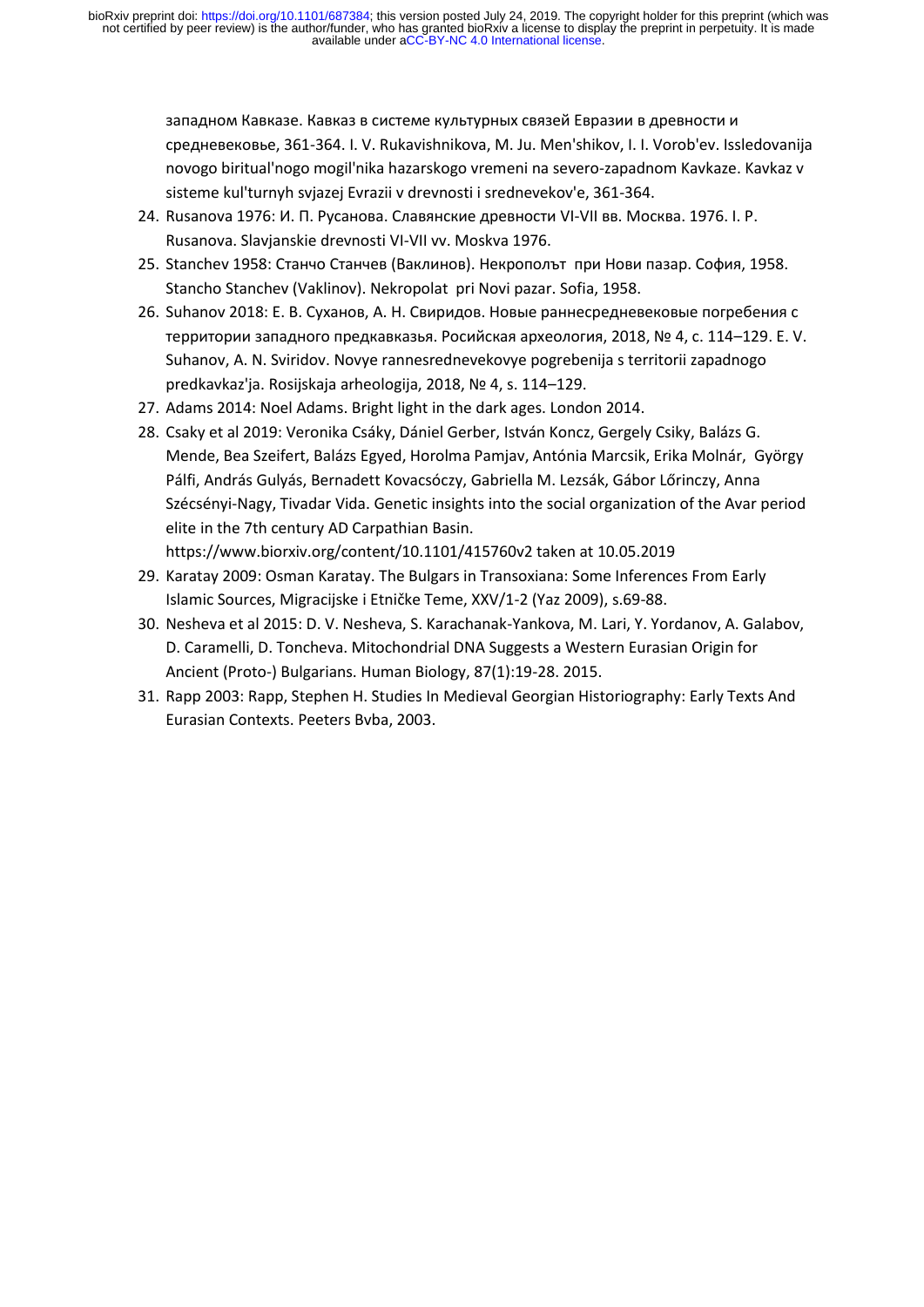западном Кавказе. Кавказ в системе культурных связей Евразии в древности и средневековье, 361-364. I. V. Rukavishnikova, M. Ju. Men'shikov, I. I. Vorob'ev. Issledovanija novogo biritual'nogo mogil'nika hazarskogo vremeni na severo-zapadnom Kavkaze. Kavkaz v sisteme kul'turnyh svjazej Evrazii v drevnosti i srednevekov'e, 361-364.

24. Rusanova 1976: И. П. Русанова. Славянские древности VI-VII вв. Москва. 1976. I. P. Rusanova. Slavjanskie drevnosti VI-VII vv. Moskva 1976.
25. Stanchev 1958: Станчо Станчев (Ваклинов). Некрополът при Нови пазар. София, 1958. Stancho Stanchev (Vaklinov). Nekropolat pri Novi pazar. Sofia, 1958.
26. Suhanov 2018: Е. В. Суханов, А. Н. Свиридов. Новые раннесредневековые погребения с территории западного предкавказья. Росийская археология, 2018, № 4, с. 114–129. E. V. Suhanov, A. N. Sviridov. Novye rannesrednevekovye pogrebenija s territorii zapadnogo predkavkaz'ja. Rosijskaja arheologija, 2018, № 4, s. 114–129.
27. Adams 2014: Noel Adams. Bright light in the dark ages. London 2014.
28. Csaky et al 2019: Veronika Csáky, Dániel Gerber, István Koncz, Gergely Csiky, Balázs G. Mende, Bea Szeifert, Balázs Egyed, Horolma Pamjav, Antónia Marcsik, Erika Molnár, György Pálfi, András Gulyás, Bernadett Kovacsóczy, Gabriella M. Lezsák, Gábor Lőrinczy, Anna Szécsényi-Nagy, Tivadar Vida. Genetic insights into the social organization of the Avar period elite in the 7th century AD Carpathian Basin. https://www.biorxiv.org/content/10.1101/415760v2 taken at 10.05.2019
29. Karatay 2009: Osman Karatay. The Bulgars in Transoxiana: Some Inferences From Early Islamic Sources, Migracijske i Etničke Teme, XXV/1-2 (Yaz 2009), s.69-88.
30. Nesheva et al 2015: D. V. Nesheva, S. Karachanak-Yankova, M. Lari, Y. Yordanov, A. Galabov, D. Caramelli, D. Toncheva. Mitochondrial DNA Suggests a Western Eurasian Origin for Ancient (Proto-) Bulgarians. Human Biology, 87(1):19-28. 2015.
31. Rapp 2003: Rapp, Stephen H. Studies In Medieval Georgian Historiography: Early Texts And Eurasian Contexts. Peeters Bvba, 2003.